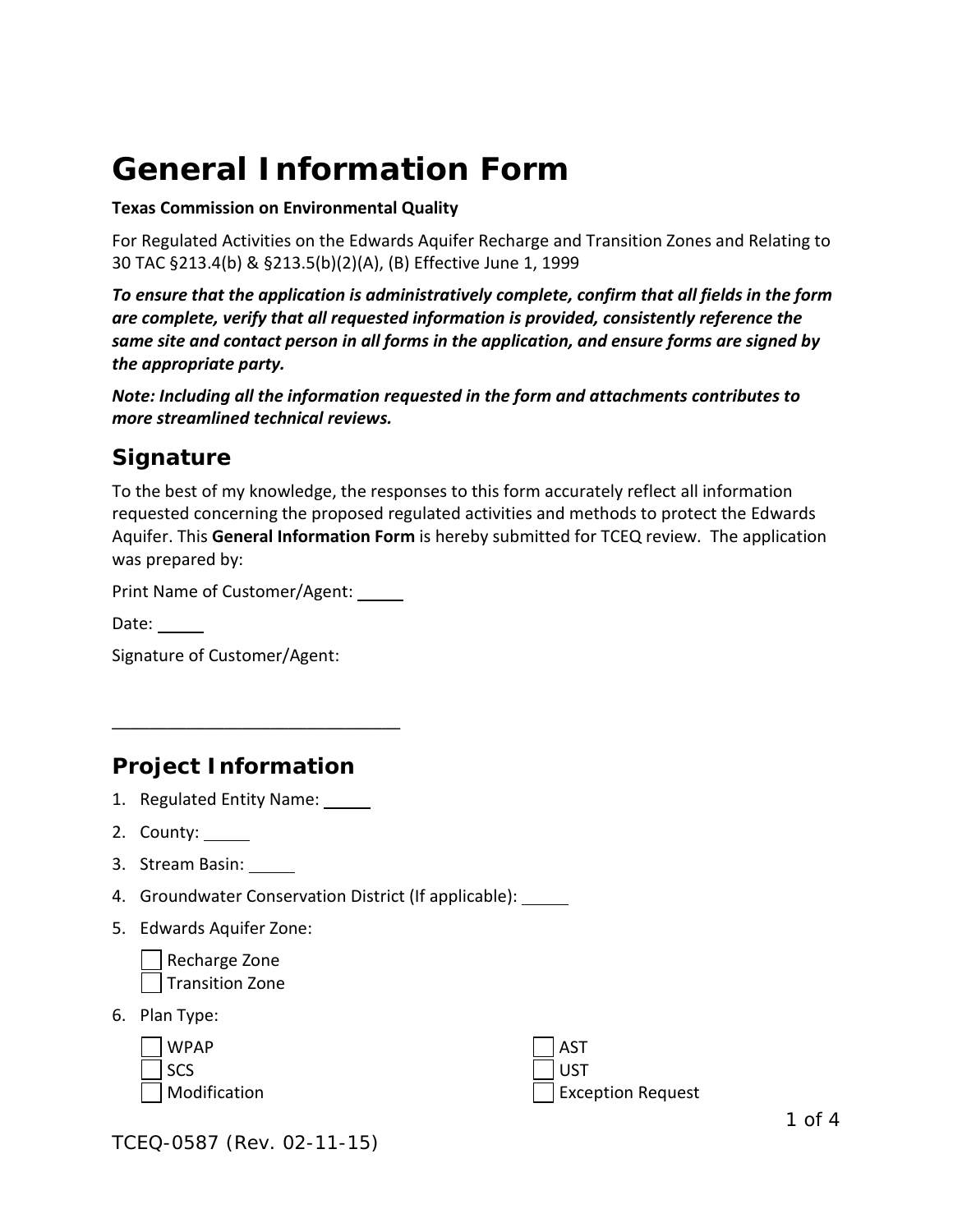# General Information Form

**Texas Commission on Environmental Quality**

For Regulated Activities on the Edwards Aquifer Recharge and Transition Zones and Relating to 30 TAC §213.4(b) & §213.5(b)(2)(A), (B) Effective June 1, 1999

***To ensure that the application is administratively complete, confirm that all fields in the form are complete, verify that all requested information is provided, consistently reference the same site and contact person in all forms in the application, and ensure forms are signed by the appropriate party.***

***Note: Including all the information requested in the form and attachments contributes to more streamlined technical reviews.***

## Signature

To the best of my knowledge, the responses to this form accurately reflect all information requested concerning the proposed regulated activities and methods to protect the Edwards Aquifer. This **General Information Form** is hereby submitted for TCEQ review. The application was prepared by:

Print Name of Customer/Agent: \_\_\_\_\_

Date: \_\_\_\_\_

Signature of Customer/Agent:

\_\_\_\_\_\_\_\_\_\_\_\_\_\_\_\_\_\_\_\_\_\_\_\_\_\_\_\_\_\_

## Project Information

1. Regulated Entity Name: \_\_\_\_\_
2. County: \_\_\_\_\_
3. Stream Basin: \_\_\_\_\_
4. Groundwater Conservation District (If applicable): \_\_\_\_\_
5. Edwards Aquifer Zone:

   ☐ Recharge Zone
   ☐ Transition Zone

6. Plan Type:

   ☐ WPAP
   ☐ SCS
   ☐ Modification
   ☐ AST
   ☐ UST
   ☐ Exception Request

TCEQ-0587 (Rev. 02-11-15)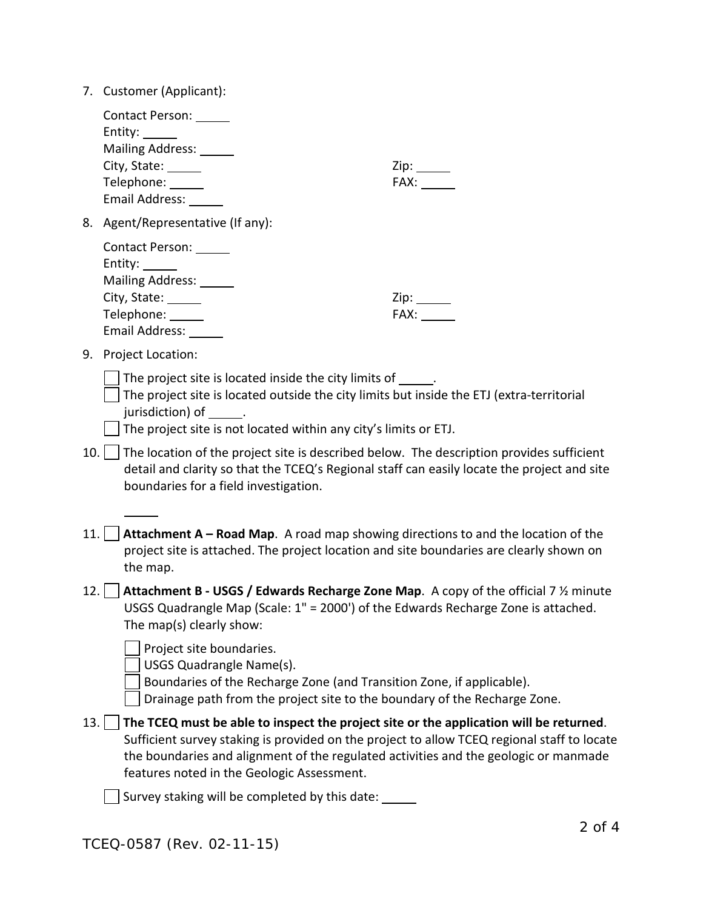7. Customer (Applicant):

   Contact Person: _____
   Entity: _____
   Mailing Address: _____
   City, State: _____ Zip: _____
   Telephone: _____ FAX: _____
   Email Address: _____

8. Agent/Representative (If any):

   Contact Person: _____
   Entity: _____
   Mailing Address: _____
   City, State: _____ Zip: _____
   Telephone: _____ FAX: _____
   Email Address: _____

9. Project Location:

   ☐ The project site is located inside the city limits of _____.
   ☐ The project site is located outside the city limits but inside the ETJ (extra-territorial jurisdiction) of _____.
   ☐ The project site is not located within any city's limits or ETJ.

10. ☐ The location of the project site is described below. The description provides sufficient detail and clarity so that the TCEQ's Regional staff can easily locate the project and site boundaries for a field investigation.

    _____

11. ☐ **Attachment A – Road Map**. A road map showing directions to and the location of the project site is attached. The project location and site boundaries are clearly shown on the map.

12. ☐ **Attachment B - USGS / Edwards Recharge Zone Map**. A copy of the official 7 ½ minute USGS Quadrangle Map (Scale: 1" = 2000') of the Edwards Recharge Zone is attached. The map(s) clearly show:

    ☐ Project site boundaries.
    ☐ USGS Quadrangle Name(s).
    ☐ Boundaries of the Recharge Zone (and Transition Zone, if applicable).
    ☐ Drainage path from the project site to the boundary of the Recharge Zone.

13. ☐ **The TCEQ must be able to inspect the project site or the application will be returned**. Sufficient survey staking is provided on the project to allow TCEQ regional staff to locate the boundaries and alignment of the regulated activities and the geologic or manmade features noted in the Geologic Assessment.

    ☐ Survey staking will be completed by this date: _____

TCEQ-0587 (Rev. 02-11-15)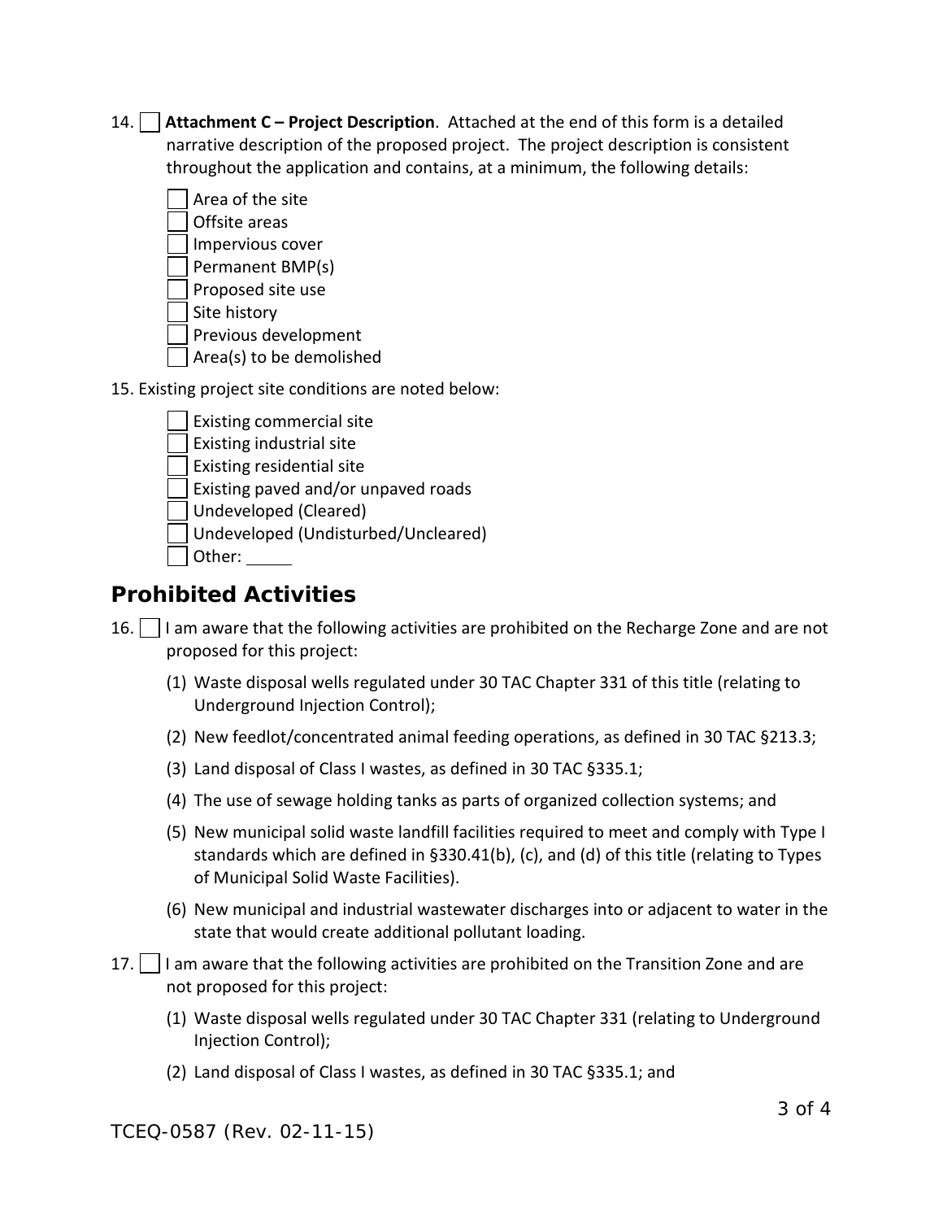14. ☐ **Attachment C – Project Description**. Attached at the end of this form is a detailed narrative description of the proposed project. The project description is consistent throughout the application and contains, at a minimum, the following details:

    - ☐ Area of the site
    - ☐ Offsite areas
    - ☐ Impervious cover
    - ☐ Permanent BMP(s)
    - ☐ Proposed site use
    - ☐ Site history
    - ☐ Previous development
    - ☐ Area(s) to be demolished

15. Existing project site conditions are noted below:

    - ☐ Existing commercial site
    - ☐ Existing industrial site
    - ☐ Existing residential site
    - ☐ Existing paved and/or unpaved roads
    - ☐ Undeveloped (Cleared)
    - ☐ Undeveloped (Undisturbed/Uncleared)
    - ☐ Other: _____

## Prohibited Activities

16. ☐ I am aware that the following activities are prohibited on the Recharge Zone and are not proposed for this project:

    (1) Waste disposal wells regulated under 30 TAC Chapter 331 of this title (relating to Underground Injection Control);

    (2) New feedlot/concentrated animal feeding operations, as defined in 30 TAC §213.3;

    (3) Land disposal of Class I wastes, as defined in 30 TAC §335.1;

    (4) The use of sewage holding tanks as parts of organized collection systems; and

    (5) New municipal solid waste landfill facilities required to meet and comply with Type I standards which are defined in §330.41(b), (c), and (d) of this title (relating to Types of Municipal Solid Waste Facilities).

    (6) New municipal and industrial wastewater discharges into or adjacent to water in the state that would create additional pollutant loading.

17. ☐ I am aware that the following activities are prohibited on the Transition Zone and are not proposed for this project:

    (1) Waste disposal wells regulated under 30 TAC Chapter 331 (relating to Underground Injection Control);

    (2) Land disposal of Class I wastes, as defined in 30 TAC §335.1; and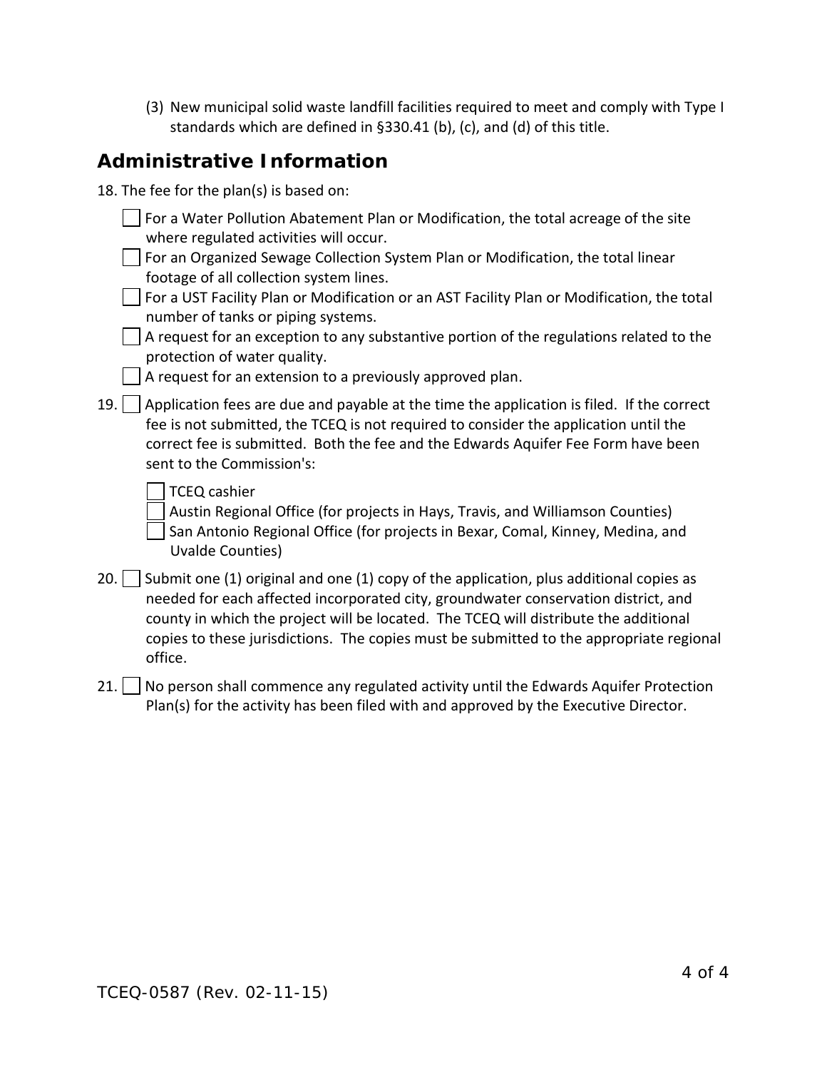(3) New municipal solid waste landfill facilities required to meet and comply with Type I standards which are defined in §330.41 (b), (c), and (d) of this title.

## Administrative Information

18. The fee for the plan(s) is based on:

    - [ ] For a Water Pollution Abatement Plan or Modification, the total acreage of the site where regulated activities will occur.
    - [ ] For an Organized Sewage Collection System Plan or Modification, the total linear footage of all collection system lines.
    - [ ] For a UST Facility Plan or Modification or an AST Facility Plan or Modification, the total number of tanks or piping systems.
    - [ ] A request for an exception to any substantive portion of the regulations related to the protection of water quality.
    - [ ] A request for an extension to a previously approved plan.

19. [ ] Application fees are due and payable at the time the application is filed. If the correct fee is not submitted, the TCEQ is not required to consider the application until the correct fee is submitted. Both the fee and the Edwards Aquifer Fee Form have been sent to the Commission's:

    - [ ] TCEQ cashier
    - [ ] Austin Regional Office (for projects in Hays, Travis, and Williamson Counties)
    - [ ] San Antonio Regional Office (for projects in Bexar, Comal, Kinney, Medina, and Uvalde Counties)

20. [ ] Submit one (1) original and one (1) copy of the application, plus additional copies as needed for each affected incorporated city, groundwater conservation district, and county in which the project will be located. The TCEQ will distribute the additional copies to these jurisdictions. The copies must be submitted to the appropriate regional office.

21. [ ] No person shall commence any regulated activity until the Edwards Aquifer Protection Plan(s) for the activity has been filed with and approved by the Executive Director.

TCEQ-0587 (Rev. 02-11-15)